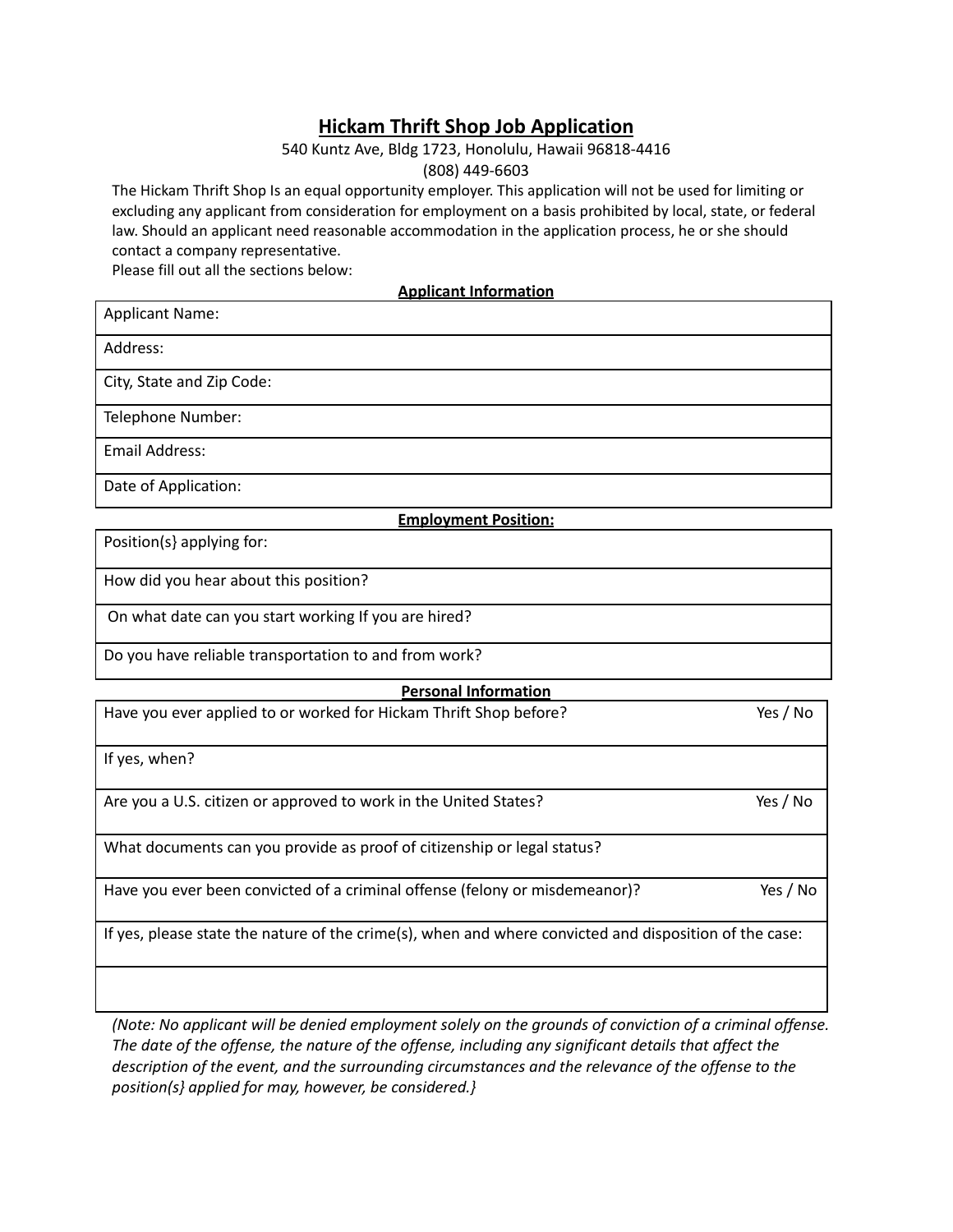# Hickam Thrift Shop Job Application

540 Kuntz Ave, Bldg 1723, Honolulu, Hawaii 96818-4416

(808) 449-6603

The Hickam Thrift Shop Is an equal opportunity employer. This application will not be used for limiting or excluding any applicant from consideration for employment on a basis prohibited by local, state, or federal law. Should an applicant need reasonable accommodation in the application process, he or she should contact a company representative.

Please fill out all the sections below:

## Applicant Information

| Applicant Name: |
|---|
| Address: |
| City, State and Zip Code: |
| Telephone Number: |
| Email Address: |
| Date of Application: |

## Employment Position:

| Position(s} applying for: |
|---|
| How did you hear about this position? |
| On what date can you start working If you are hired? |
| Do you have reliable transportation to and from work? |

## Personal Information

| Question | |
|---|---|
| Have you ever applied to or worked for Hickam Thrift Shop before? | Yes / No |
| If yes, when? | |
| Are you a U.S. citizen or approved to work in the United States? | Yes / No |
| What documents can you provide as proof of citizenship or legal status? | |
| Have you ever been convicted of a criminal offense (felony or misdemeanor)? | Yes / No |
| If yes, please state the nature of the crime(s), when and where convicted and disposition of the case: | |
| | |

*(Note: No applicant will be denied employment solely on the grounds of conviction of a criminal offense. The date of the offense, the nature of the offense, including any significant details that affect the description of the event, and the surrounding circumstances and the relevance of the offense to the position(s} applied for may, however, be considered.}*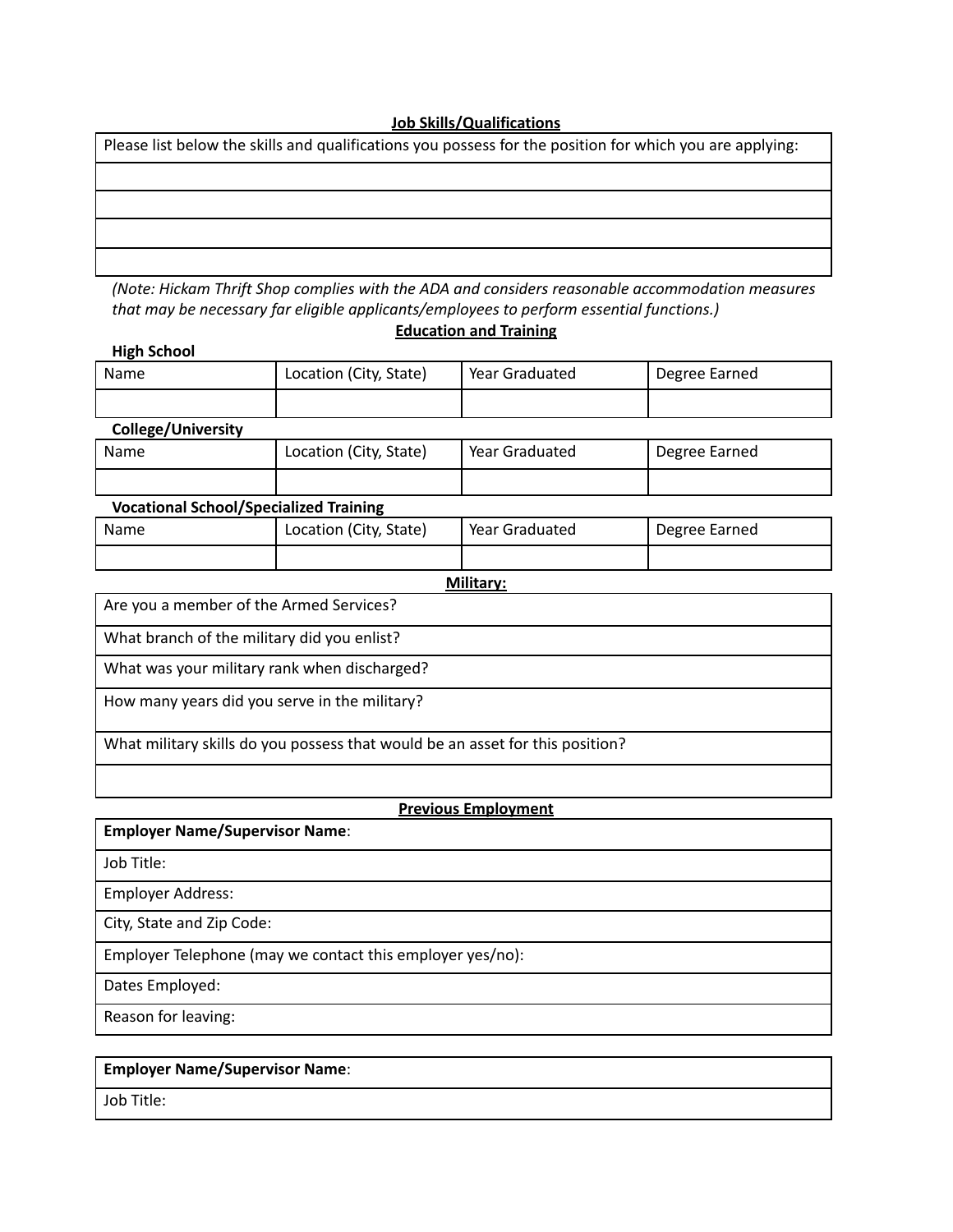**Job Skills/Qualifications**

| Please list below the skills and qualifications you possess for the position for which you are applying: |
|---|
| |
| |
| |
| |

*(Note: Hickam Thrift Shop complies with the ADA and considers reasonable accommodation measures that may be necessary far eligible applicants/employees to perform essential functions.)*

**Education and Training**

**High School**

| Name | Location (City, State) | Year Graduated | Degree Earned |
|---|---|---|---|
| | | | |

**College/University**

| Name | Location (City, State) | Year Graduated | Degree Earned |
|---|---|---|---|
| | | | |

**Vocational School/Specialized Training**

| Name | Location (City, State) | Year Graduated | Degree Earned |
|---|---|---|---|
| | | | |

**Military:**

| Are you a member of the Armed Services? |
|---|
| What branch of the military did you enlist? |
| What was your military rank when discharged? |
| How many years did you serve in the military? |
| What military skills do you possess that would be an asset for this position? |
| |

**Previous Employment**

| **Employer Name/Supervisor Name**: |
|---|
| Job Title: |
| Employer Address: |
| City, State and Zip Code: |
| Employer Telephone (may we contact this employer yes/no): |
| Dates Employed: |
| Reason for leaving: |

| **Employer Name/Supervisor Name**: |
|---|
| Job Title: |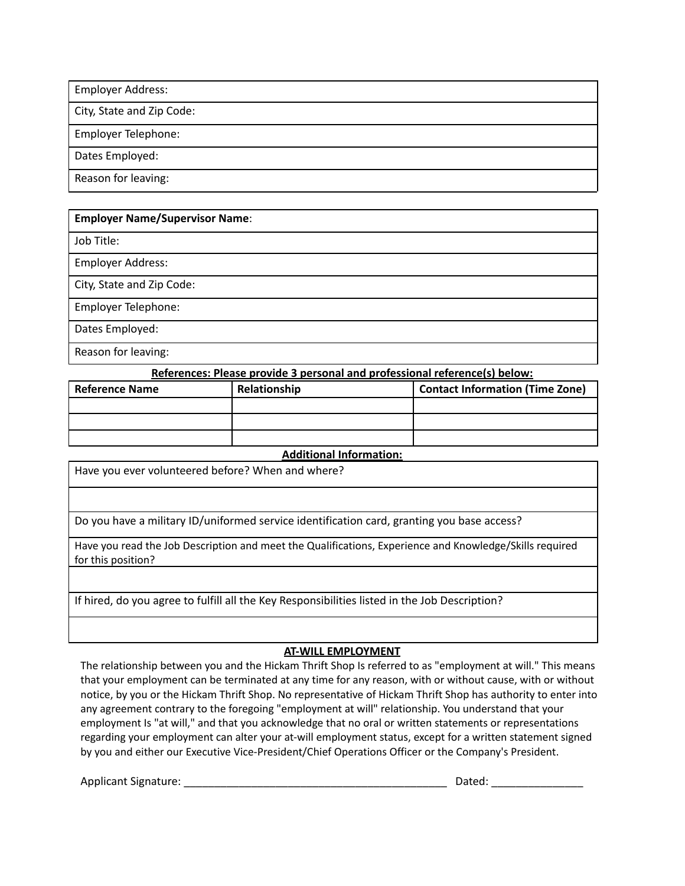| |
|---|
| Employer Address: |
| City, State and Zip Code: |
| Employer Telephone: |
| Dates Employed: |
| Reason for leaving: |

| **Employer Name/Supervisor Name**: |
|---|
| Job Title: |
| Employer Address: |
| City, State and Zip Code: |
| Employer Telephone: |
| Dates Employed: |
| Reason for leaving: |

**References: Please provide 3 personal and professional reference(s) below:**

| Reference Name | Relationship | Contact Information (Time Zone) |
|---|---|---|
| | | |
| | | |
| | | |

**Additional Information:**

| |
|---|
| Have you ever volunteered before? When and where? |
| |
| Do you have a military ID/uniformed service identification card, granting you base access? |
| Have you read the Job Description and meet the Qualifications, Experience and Knowledge/Skills required for this position? |
| |
| If hired, do you agree to fulfill all the Key Responsibilities listed in the Job Description? |
| |

**AT-WILL EMPLOYMENT**

The relationship between you and the Hickam Thrift Shop Is referred to as "employment at will." This means that your employment can be terminated at any time for any reason, with or without cause, with or without notice, by you or the Hickam Thrift Shop. No representative of Hickam Thrift Shop has authority to enter into any agreement contrary to the foregoing "employment at will" relationship. You understand that your employment Is "at will," and that you acknowledge that no oral or written statements or representations regarding your employment can alter your at-will employment status, except for a written statement signed by you and either our Executive Vice-President/Chief Operations Officer or the Company's President.

Applicant Signature: _____________________________________________ Dated: _______________